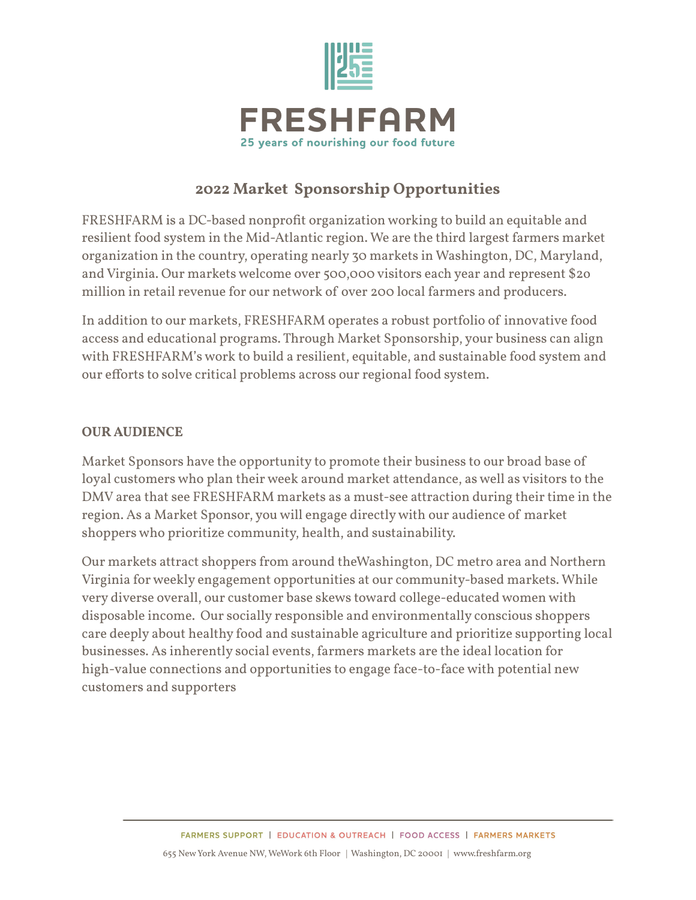FRESHFARM

25 years of nourishing our food future

# 2022 Market Sponsorship Opportunities

FRESHFARM is a DC-based nonprofit organization working to build an equitable and resilient food system in the Mid-Atlantic region. We are the third largest farmers market organization in the country, operating nearly 30 markets in Washington, DC, Maryland, and Virginia. Our markets welcome over 500,000 visitors each year and represent $20 million in retail revenue for our network of over 200 local farmers and producers.

In addition to our markets, FRESHFARM operates a robust portfolio of innovative food access and educational programs. Through Market Sponsorship, your business can align with FRESHFARM's work to build a resilient, equitable, and sustainable food system and our efforts to solve critical problems across our regional food system.

## OUR AUDIENCE

Market Sponsors have the opportunity to promote their business to our broad base of loyal customers who plan their week around market attendance, as well as visitors to the DMV area that see FRESHFARM markets as a must-see attraction during their time in the region. As a Market Sponsor, you will engage directly with our audience of market shoppers who prioritize community, health, and sustainability.

Our markets attract shoppers from around theWashington, DC metro area and Northern Virginia for weekly engagement opportunities at our community-based markets. While very diverse overall, our customer base skews toward college-educated women with disposable income. Our socially responsible and environmentally conscious shoppers care deeply about healthy food and sustainable agriculture and prioritize supporting local businesses. As inherently social events, farmers markets are the ideal location for high-value connections and opportunities to engage face-to-face with potential new customers and supporters

FARMERS SUPPORT | EDUCATION & OUTREACH | FOOD ACCESS | FARMERS MARKETS

655 New York Avenue NW, WeWork 6th Floor | Washington, DC 20001 | www.freshfarm.org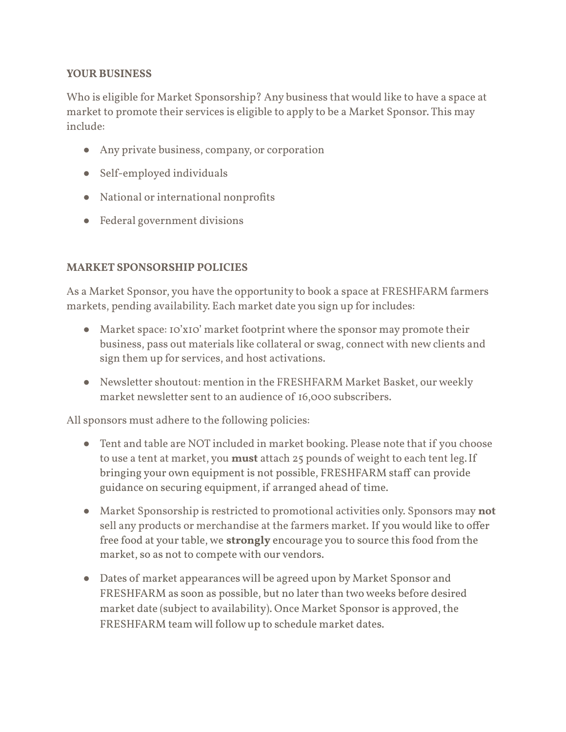### YOUR BUSINESS

Who is eligible for Market Sponsorship? Any business that would like to have a space at market to promote their services is eligible to apply to be a Market Sponsor. This may include:

- Any private business, company, or corporation
- Self-employed individuals
- National or international nonprofits
- Federal government divisions

### MARKET SPONSORSHIP POLICIES

As a Market Sponsor, you have the opportunity to book a space at FRESHFARM farmers markets, pending availability. Each market date you sign up for includes:

- Market space: 10'x10' market footprint where the sponsor may promote their business, pass out materials like collateral or swag, connect with new clients and sign them up for services, and host activations.
- Newsletter shoutout: mention in the FRESHFARM Market Basket, our weekly market newsletter sent to an audience of 16,000 subscribers.

All sponsors must adhere to the following policies:

- Tent and table are NOT included in market booking. Please note that if you choose to use a tent at market, you **must** attach 25 pounds of weight to each tent leg. If bringing your own equipment is not possible, FRESHFARM staff can provide guidance on securing equipment, if arranged ahead of time.
- Market Sponsorship is restricted to promotional activities only. Sponsors may **not** sell any products or merchandise at the farmers market. If you would like to offer free food at your table, we **strongly** encourage you to source this food from the market, so as not to compete with our vendors.
- Dates of market appearances will be agreed upon by Market Sponsor and FRESHFARM as soon as possible, but no later than two weeks before desired market date (subject to availability). Once Market Sponsor is approved, the FRESHFARM team will follow up to schedule market dates.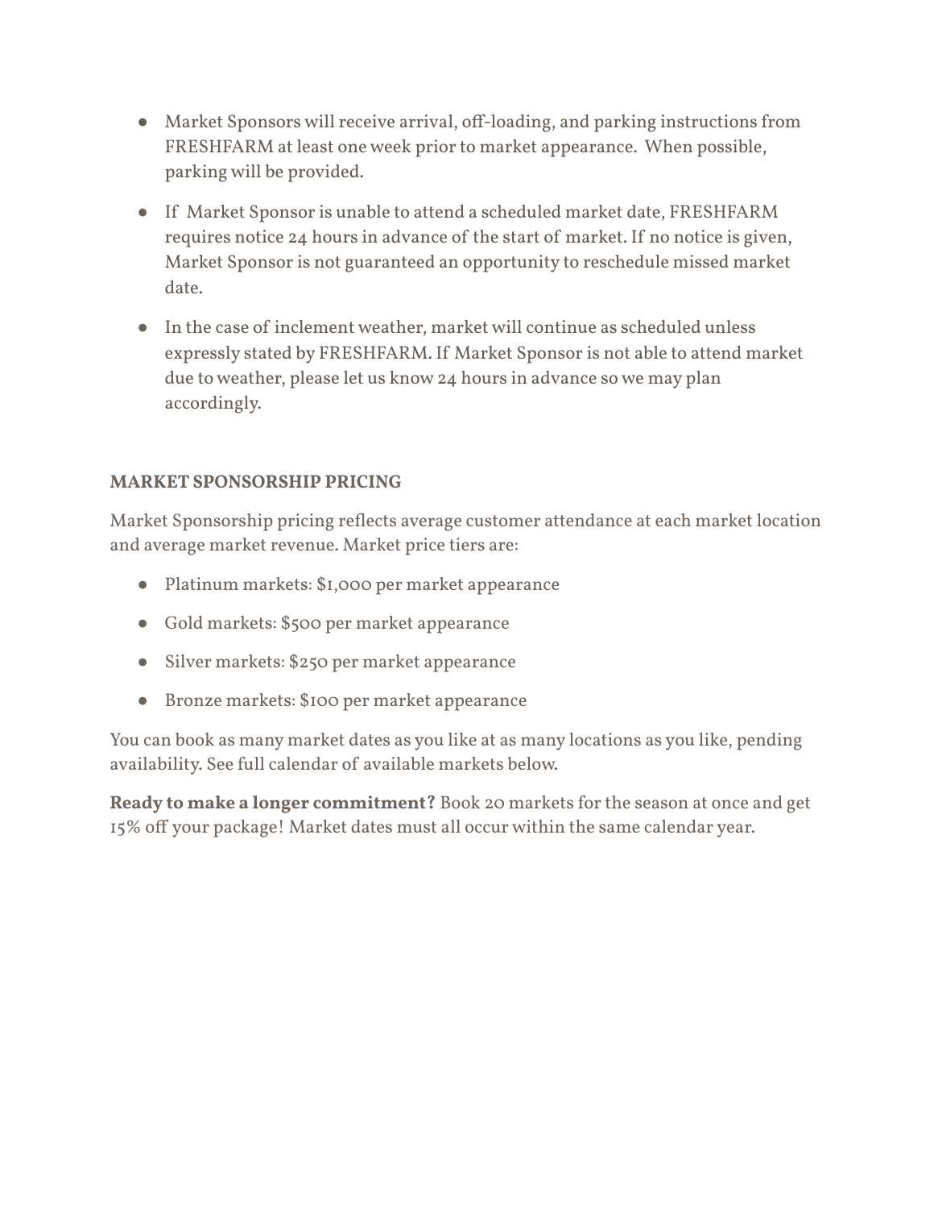- Market Sponsors will receive arrival, off-loading, and parking instructions from FRESHFARM at least one week prior to market appearance. When possible, parking will be provided.
- If Market Sponsor is unable to attend a scheduled market date, FRESHFARM requires notice 24 hours in advance of the start of market. If no notice is given, Market Sponsor is not guaranteed an opportunity to reschedule missed market date.
- In the case of inclement weather, market will continue as scheduled unless expressly stated by FRESHFARM. If Market Sponsor is not able to attend market due to weather, please let us know 24 hours in advance so we may plan accordingly.

## MARKET SPONSORSHIP PRICING

Market Sponsorship pricing reflects average customer attendance at each market location and average market revenue. Market price tiers are:

- Platinum markets: $1,000 per market appearance
- Gold markets: $500 per market appearance
- Silver markets: $250 per market appearance
- Bronze markets: $100 per market appearance

You can book as many market dates as you like at as many locations as you like, pending availability. See full calendar of available markets below.

**Ready to make a longer commitment?** Book 20 markets for the season at once and get 15% off your package! Market dates must all occur within the same calendar year.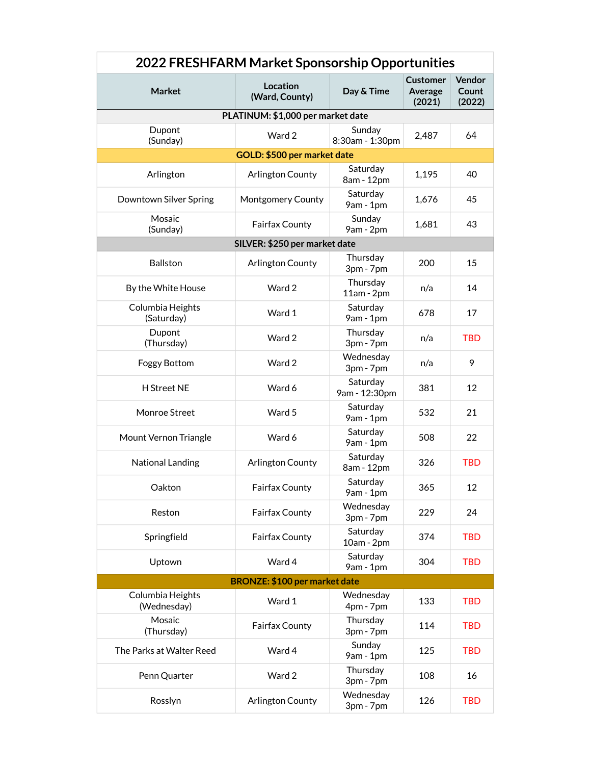# 2022 FRESHFARM Market Sponsorship Opportunities

| Market | Location (Ward, County) | Day & Time | Customer Average (2021) | Vendor Count (2022) |
|---|---|---|---|---|
| **PLATINUM: $1,000 per market date** | | | | |
| Dupont (Sunday) | Ward 2 | Sunday 8:30am - 1:30pm | 2,487 | 64 |
| **GOLD: $500 per market date** | | | | |
| Arlington | Arlington County | Saturday 8am - 12pm | 1,195 | 40 |
| Downtown Silver Spring | Montgomery County | Saturday 9am - 1pm | 1,676 | 45 |
| Mosaic (Sunday) | Fairfax County | Sunday 9am - 2pm | 1,681 | 43 |
| **SILVER: $250 per market date** | | | | |
| Ballston | Arlington County | Thursday 3pm - 7pm | 200 | 15 |
| By the White House | Ward 2 | Thursday 11am - 2pm | n/a | 14 |
| Columbia Heights (Saturday) | Ward 1 | Saturday 9am - 1pm | 678 | 17 |
| Dupont (Thursday) | Ward 2 | Thursday 3pm - 7pm | n/a | TBD |
| Foggy Bottom | Ward 2 | Wednesday 3pm - 7pm | n/a | 9 |
| H Street NE | Ward 6 | Saturday 9am - 12:30pm | 381 | 12 |
| Monroe Street | Ward 5 | Saturday 9am - 1pm | 532 | 21 |
| Mount Vernon Triangle | Ward 6 | Saturday 9am - 1pm | 508 | 22 |
| National Landing | Arlington County | Saturday 8am - 12pm | 326 | TBD |
| Oakton | Fairfax County | Saturday 9am - 1pm | 365 | 12 |
| Reston | Fairfax County | Wednesday 3pm - 7pm | 229 | 24 |
| Springfield | Fairfax County | Saturday 10am - 2pm | 374 | TBD |
| Uptown | Ward 4 | Saturday 9am - 1pm | 304 | TBD |
| **BRONZE: $100 per market date** | | | | |
| Columbia Heights (Wednesday) | Ward 1 | Wednesday 4pm - 7pm | 133 | TBD |
| Mosaic (Thursday) | Fairfax County | Thursday 3pm - 7pm | 114 | TBD |
| The Parks at Walter Reed | Ward 4 | Sunday 9am - 1pm | 125 | TBD |
| Penn Quarter | Ward 2 | Thursday 3pm - 7pm | 108 | 16 |
| Rosslyn | Arlington County | Wednesday 3pm - 7pm | 126 | TBD |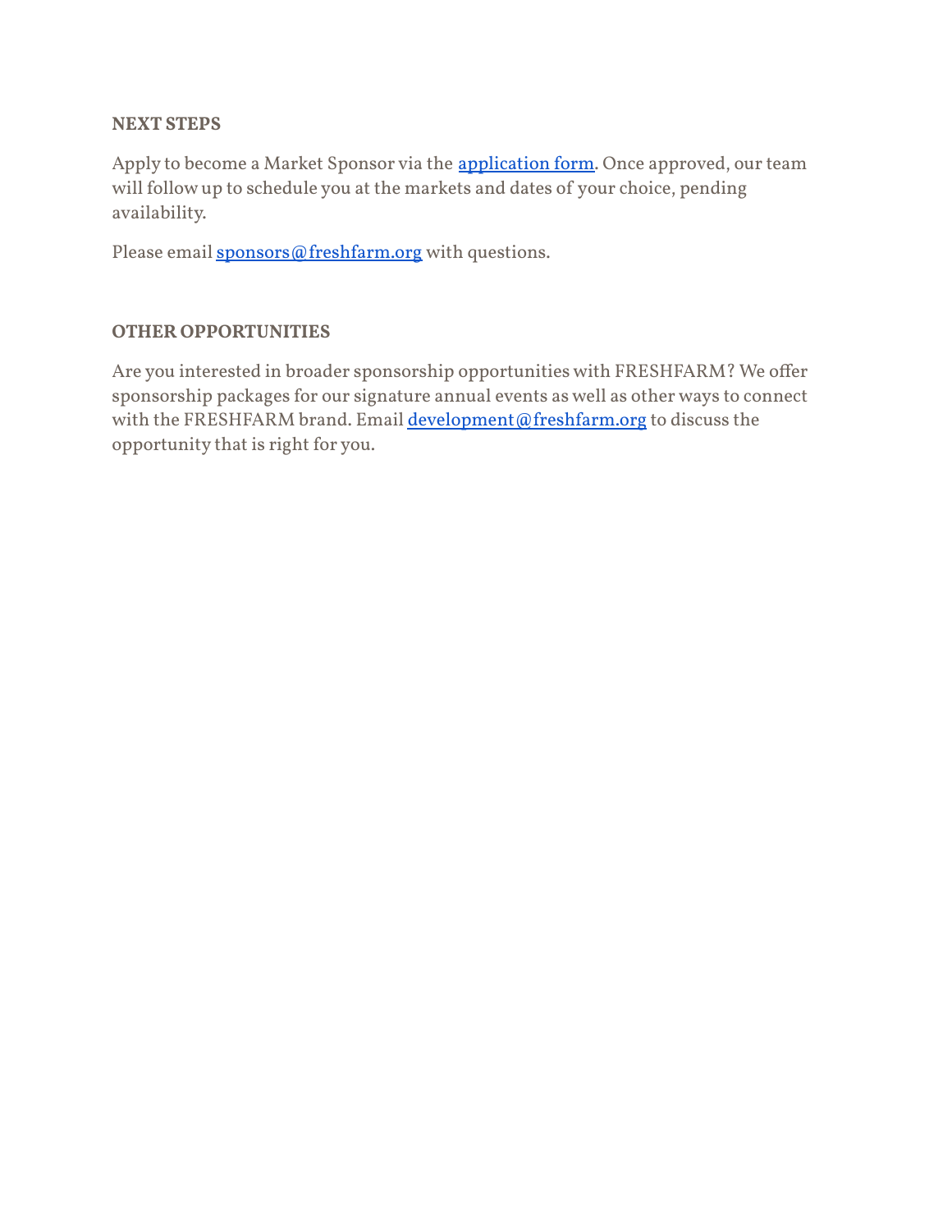**NEXT STEPS**

Apply to become a Market Sponsor via the application form. Once approved, our team will follow up to schedule you at the markets and dates of your choice, pending availability.

Please email sponsors@freshfarm.org with questions.

**OTHER OPPORTUNITIES**

Are you interested in broader sponsorship opportunities with FRESHFARM? We offer sponsorship packages for our signature annual events as well as other ways to connect with the FRESHFARM brand. Email development@freshfarm.org to discuss the opportunity that is right for you.